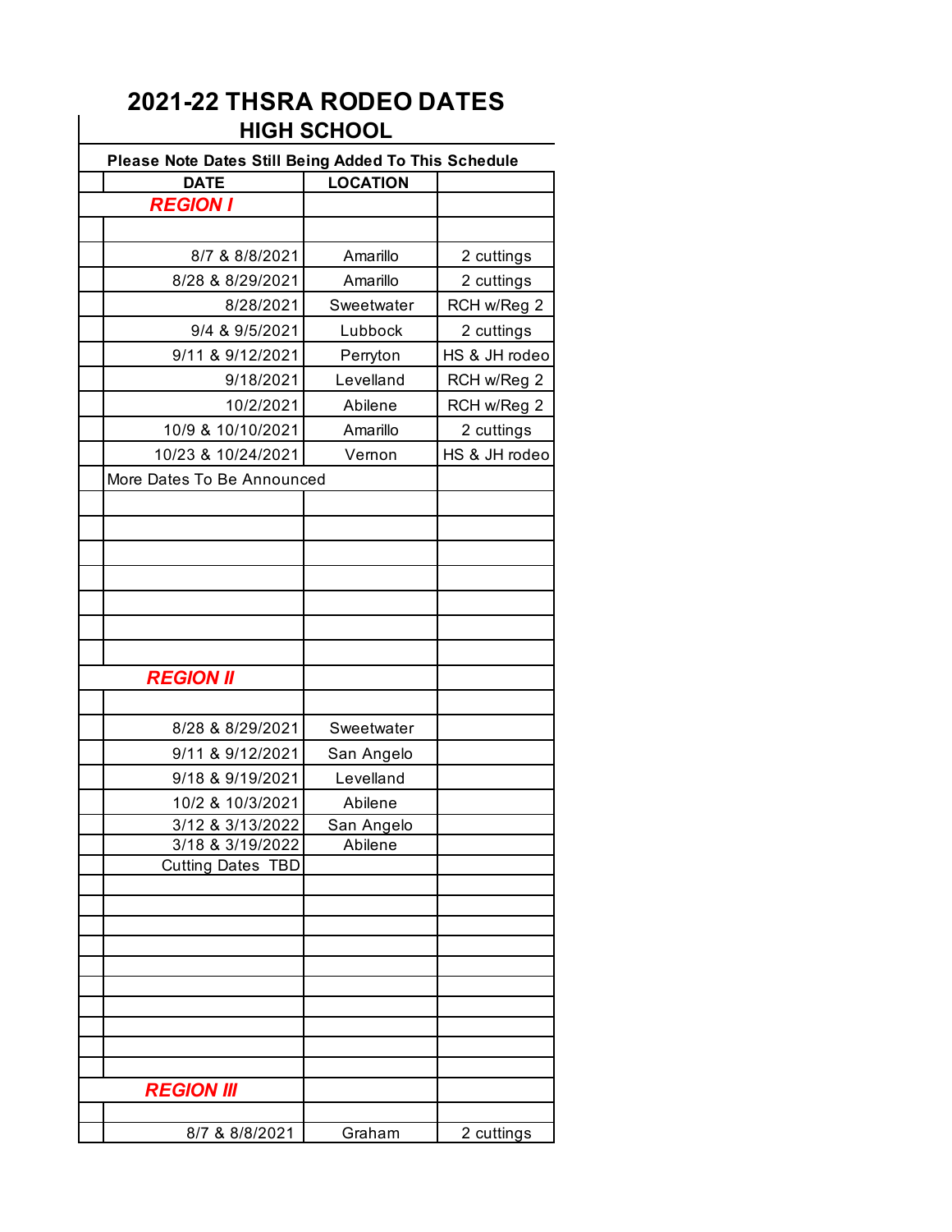# 2021-22 THSRA RODEO DATES

## HIGH SCHOOL

**Please Note Dates Still Being Added To This Schedule**

| DATE | LOCATION | |
|---|---|---|
| ***REGION I*** | | |
| 8/7 & 8/8/2021 | Amarillo | 2 cuttings |
| 8/28 & 8/29/2021 | Amarillo | 2 cuttings |
| 8/28/2021 | Sweetwater | RCH w/Reg 2 |
| 9/4 & 9/5/2021 | Lubbock | 2 cuttings |
| 9/11 & 9/12/2021 | Perryton | HS & JH rodeo |
| 9/18/2021 | Levelland | RCH w/Reg 2 |
| 10/2/2021 | Abilene | RCH w/Reg 2 |
| 10/9 & 10/10/2021 | Amarillo | 2 cuttings |
| 10/23 & 10/24/2021 | Vernon | HS & JH rodeo |
| More Dates To Be Announced | | |
| ***REGION II*** | | |
| 8/28 & 8/29/2021 | Sweetwater | |
| 9/11 & 9/12/2021 | San Angelo | |
| 9/18 & 9/19/2021 | Levelland | |
| 10/2 & 10/3/2021 | Abilene | |
| 3/12 & 3/13/2022 | San Angelo | |
| 3/18 & 3/19/2022 | Abilene | |
| Cutting Dates TBD | | |
| ***REGION III*** | | |
| 8/7 & 8/8/2021 | Graham | 2 cuttings |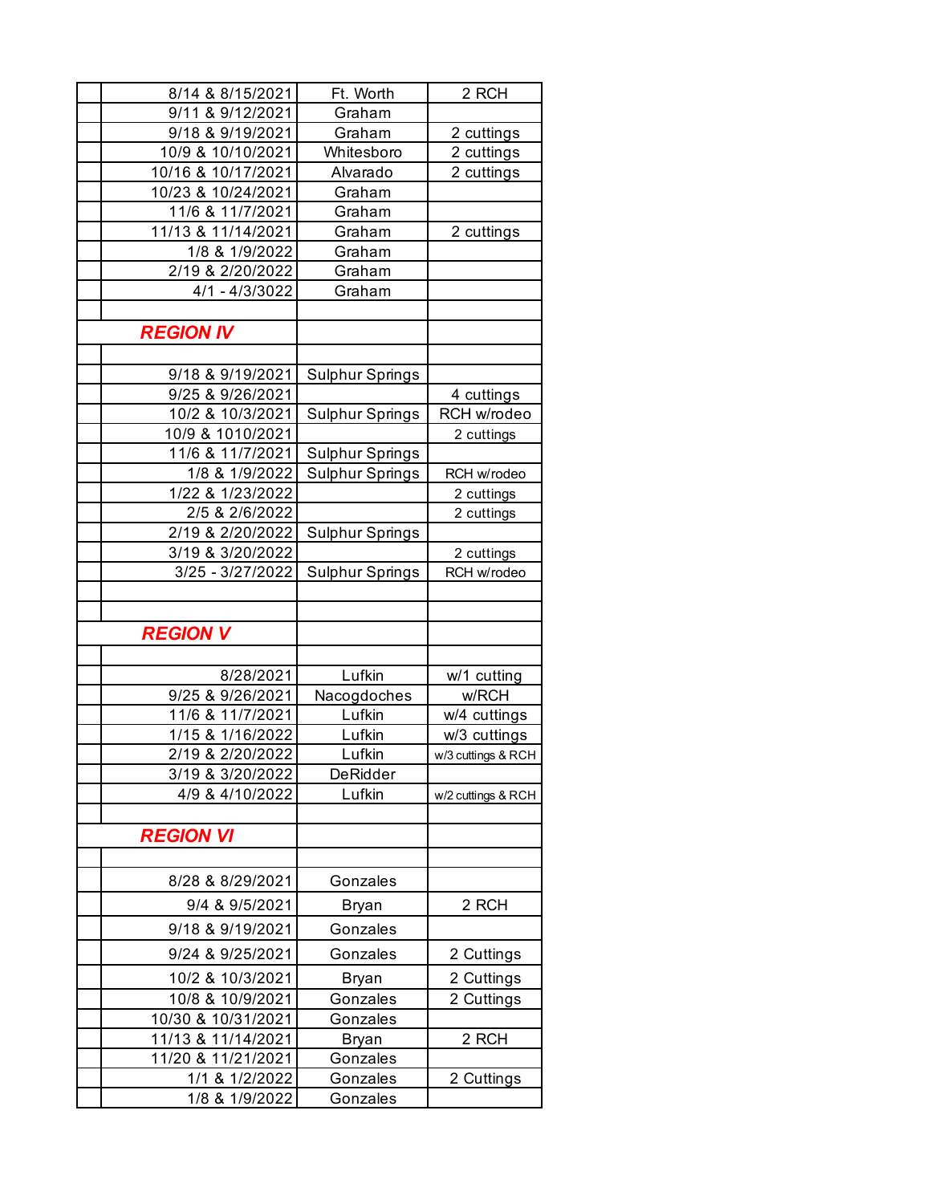| | Date | Location | Notes |
|---|---|---|---|
| | 8/14 & 8/15/2021 | Ft. Worth | 2 RCH |
| | 9/11 & 9/12/2021 | Graham | |
| | 9/18 & 9/19/2021 | Graham | 2 cuttings |
| | 10/9 & 10/10/2021 | Whitesboro | 2 cuttings |
| | 10/16 & 10/17/2021 | Alvarado | 2 cuttings |
| | 10/23 & 10/24/2021 | Graham | |
| | 11/6 & 11/7/2021 | Graham | |
| | 11/13 & 11/14/2021 | Graham | 2 cuttings |
| | 1/8 & 1/9/2022 | Graham | |
| | 2/19 & 2/20/2022 | Graham | |
| | 4/1 - 4/3/3022 | Graham | |
| | | | |
| **REGION IV** | | | |
| | | | |
| | 9/18 & 9/19/2021 | Sulphur Springs | |
| | 9/25 & 9/26/2021 | | 4 cuttings |
| | 10/2 & 10/3/2021 | Sulphur Springs | RCH w/rodeo |
| | 10/9 & 1010/2021 | | 2 cuttings |
| | 11/6 & 11/7/2021 | Sulphur Springs | |
| | 1/8 & 1/9/2022 | Sulphur Springs | RCH w/rodeo |
| | 1/22 & 1/23/2022 | | 2 cuttings |
| | 2/5 & 2/6/2022 | | 2 cuttings |
| | 2/19 & 2/20/2022 | Sulphur Springs | |
| | 3/19 & 3/20/2022 | | 2 cuttings |
| | 3/25 - 3/27/2022 | Sulphur Springs | RCH w/rodeo |
| | | | |
| | | | |
| **REGION V** | | | |
| | | | |
| | 8/28/2021 | Lufkin | w/1 cutting |
| | 9/25 & 9/26/2021 | Nacogdoches | w/RCH |
| | 11/6 & 11/7/2021 | Lufkin | w/4 cuttings |
| | 1/15 & 1/16/2022 | Lufkin | w/3 cuttings |
| | 2/19 & 2/20/2022 | Lufkin | w/3 cuttings & RCH |
| | 3/19 & 3/20/2022 | DeRidder | |
| | 4/9 & 4/10/2022 | Lufkin | w/2 cuttings & RCH |
| | | | |
| **REGION VI** | | | |
| | | | |
| | 8/28 & 8/29/2021 | Gonzales | |
| | 9/4 & 9/5/2021 | Bryan | 2 RCH |
| | 9/18 & 9/19/2021 | Gonzales | |
| | 9/24 & 9/25/2021 | Gonzales | 2 Cuttings |
| | 10/2 & 10/3/2021 | Bryan | 2 Cuttings |
| | 10/8 & 10/9/2021 | Gonzales | 2 Cuttings |
| | 10/30 & 10/31/2021 | Gonzales | |
| | 11/13 & 11/14/2021 | Bryan | 2 RCH |
| | 11/20 & 11/21/2021 | Gonzales | |
| | 1/1 & 1/2/2022 | Gonzales | 2 Cuttings |
| | 1/8 & 1/9/2022 | Gonzales | |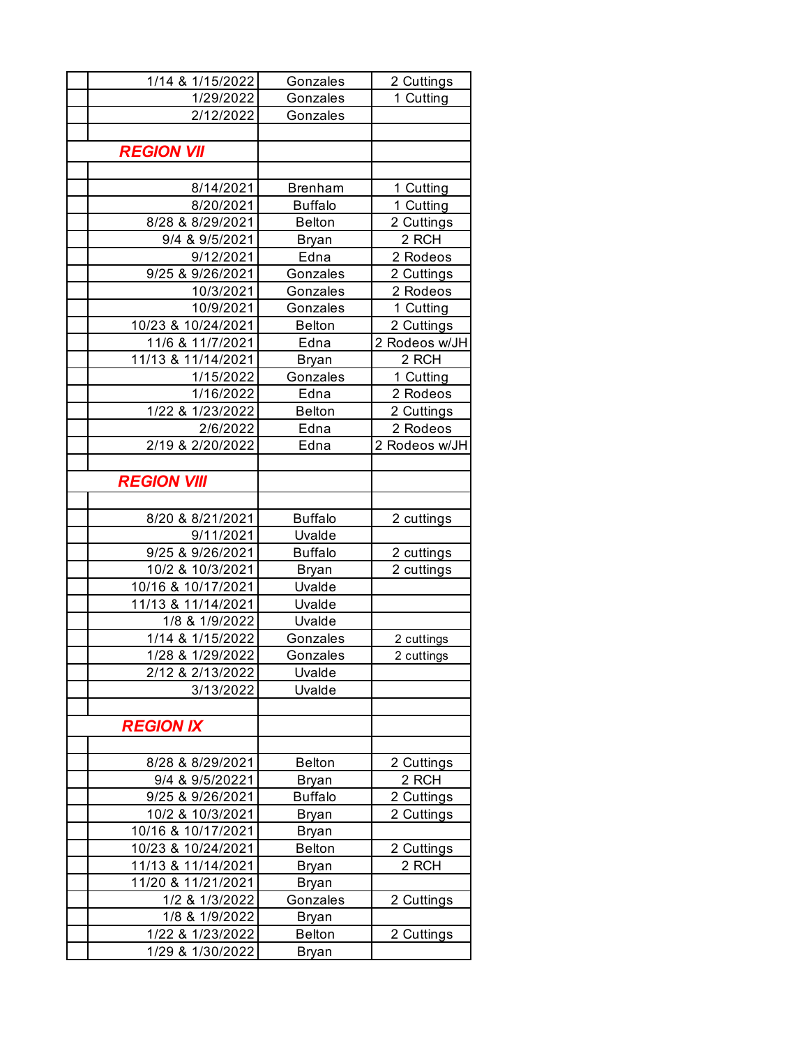| | Date | Location | Events |
|---|---|---|---|
| | 1/14 & 1/15/2022 | Gonzales | 2 Cuttings |
| | 1/29/2022 | Gonzales | 1 Cutting |
| | 2/12/2022 | Gonzales | |
| | | | |
| **REGION VII** | | | |
| | | | |
| | 8/14/2021 | Brenham | 1 Cutting |
| | 8/20/2021 | Buffalo | 1 Cutting |
| | 8/28 & 8/29/2021 | Belton | 2 Cuttings |
| | 9/4 & 9/5/2021 | Bryan | 2 RCH |
| | 9/12/2021 | Edna | 2 Rodeos |
| | 9/25 & 9/26/2021 | Gonzales | 2 Cuttings |
| | 10/3/2021 | Gonzales | 2 Rodeos |
| | 10/9/2021 | Gonzales | 1 Cutting |
| | 10/23 & 10/24/2021 | Belton | 2 Cuttings |
| | 11/6 & 11/7/2021 | Edna | 2 Rodeos w/JH |
| | 11/13 & 11/14/2021 | Bryan | 2 RCH |
| | 1/15/2022 | Gonzales | 1 Cutting |
| | 1/16/2022 | Edna | 2 Rodeos |
| | 1/22 & 1/23/2022 | Belton | 2 Cuttings |
| | 2/6/2022 | Edna | 2 Rodeos |
| | 2/19 & 2/20/2022 | Edna | 2 Rodeos w/JH |
| | | | |
| **REGION VIII** | | | |
| | | | |
| | 8/20 & 8/21/2021 | Buffalo | 2 cuttings |
| | 9/11/2021 | Uvalde | |
| | 9/25 & 9/26/2021 | Buffalo | 2 cuttings |
| | 10/2 & 10/3/2021 | Bryan | 2 cuttings |
| | 10/16 & 10/17/2021 | Uvalde | |
| | 11/13 & 11/14/2021 | Uvalde | |
| | 1/8 & 1/9/2022 | Uvalde | |
| | 1/14 & 1/15/2022 | Gonzales | 2 cuttings |
| | 1/28 & 1/29/2022 | Gonzales | 2 cuttings |
| | 2/12 & 2/13/2022 | Uvalde | |
| | 3/13/2022 | Uvalde | |
| | | | |
| **REGION IX** | | | |
| | | | |
| | 8/28 & 8/29/2021 | Belton | 2 Cuttings |
| | 9/4 & 9/5/20221 | Bryan | 2 RCH |
| | 9/25 & 9/26/2021 | Buffalo | 2 Cuttings |
| | 10/2 & 10/3/2021 | Bryan | 2 Cuttings |
| | 10/16 & 10/17/2021 | Bryan | |
| | 10/23 & 10/24/2021 | Belton | 2 Cuttings |
| | 11/13 & 11/14/2021 | Bryan | 2 RCH |
| | 11/20 & 11/21/2021 | Bryan | |
| | 1/2 & 1/3/2022 | Gonzales | 2 Cuttings |
| | 1/8 & 1/9/2022 | Bryan | |
| | 1/22 & 1/23/2022 | Belton | 2 Cuttings |
| | 1/29 & 1/30/2022 | Bryan | |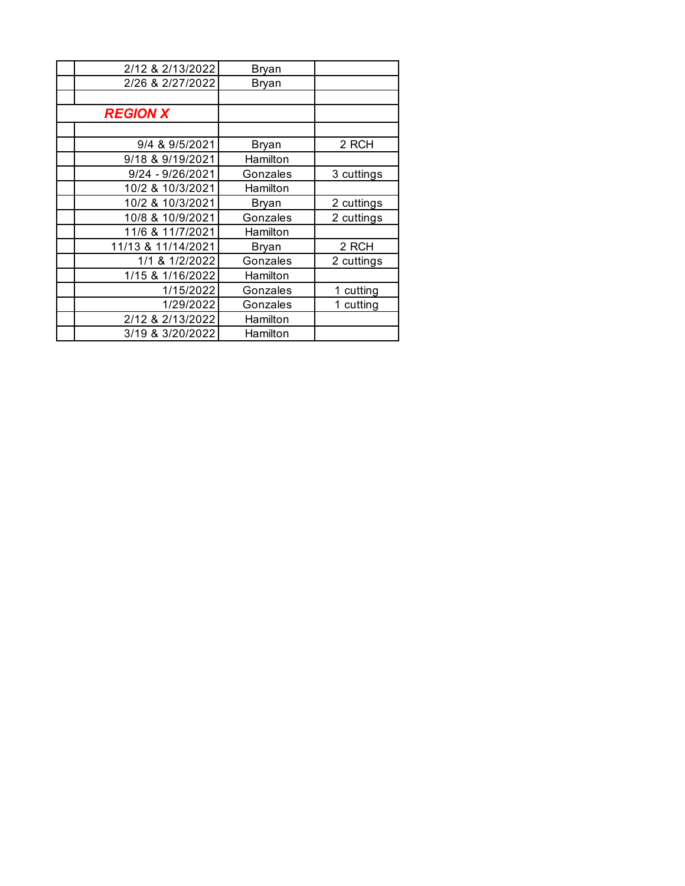| | | | |
|---|---|---|---|
| | 2/12 & 2/13/2022 | Bryan | |
| | 2/26 & 2/27/2022 | Bryan | |
| | | | |
| ***REGION X*** | | | |
| | | | |
| | 9/4 & 9/5/2021 | Bryan | 2 RCH |
| | 9/18 & 9/19/2021 | Hamilton | |
| | 9/24 - 9/26/2021 | Gonzales | 3 cuttings |
| | 10/2 & 10/3/2021 | Hamilton | |
| | 10/2 & 10/3/2021 | Bryan | 2 cuttings |
| | 10/8 & 10/9/2021 | Gonzales | 2 cuttings |
| | 11/6 & 11/7/2021 | Hamilton | |
| | 11/13 & 11/14/2021 | Bryan | 2 RCH |
| | 1/1 & 1/2/2022 | Gonzales | 2 cuttings |
| | 1/15 & 1/16/2022 | Hamilton | |
| | 1/15/2022 | Gonzales | 1 cutting |
| | 1/29/2022 | Gonzales | 1 cutting |
| | 2/12 & 2/13/2022 | Hamilton | |
| | 3/19 & 3/20/2022 | Hamilton | |